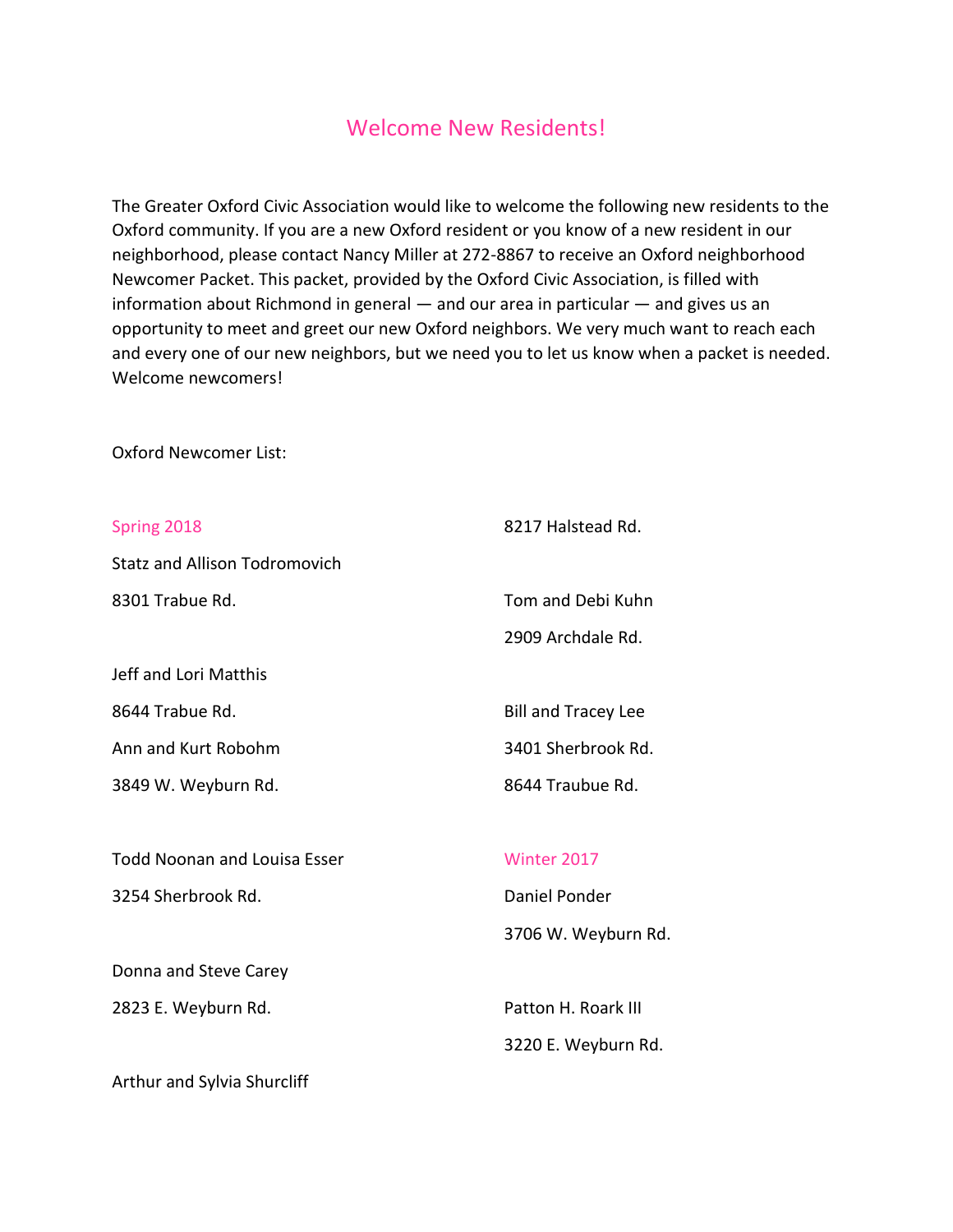# Welcome New Residents!

The Greater Oxford Civic Association would like to welcome the following new residents to the Oxford community. If you are a new Oxford resident or you know of a new resident in our neighborhood, please contact Nancy Miller at 272-8867 to receive an Oxford neighborhood Newcomer Packet. This packet, provided by the Oxford Civic Association, is filled with information about Richmond in general — and our area in particular — and gives us an opportunity to meet and greet our new Oxford neighbors. We very much want to reach each and every one of our new neighbors, but we need you to let us know when a packet is needed. Welcome newcomers!

Oxford Newcomer List:

## Spring 2018

Statz and Allison Todromovich

8301 Trabue Rd.

Jeff and Lori Matthis

8644 Trabue Rd.

Ann and Kurt Robohm

3849 W. Weyburn Rd.

Todd Noonan and Louisa Esser

3254 Sherbrook Rd.

Donna and Steve Carey

2823 E. Weyburn Rd.

Arthur and Sylvia Shurcliff

8217 Halstead Rd.

Tom and Debi Kuhn

2909 Archdale Rd.

Bill and Tracey Lee

3401 Sherbrook Rd.

8644 Traubue Rd.

## Winter 2017

Daniel Ponder

3706 W. Weyburn Rd.

Patton H. Roark III

3220 E. Weyburn Rd.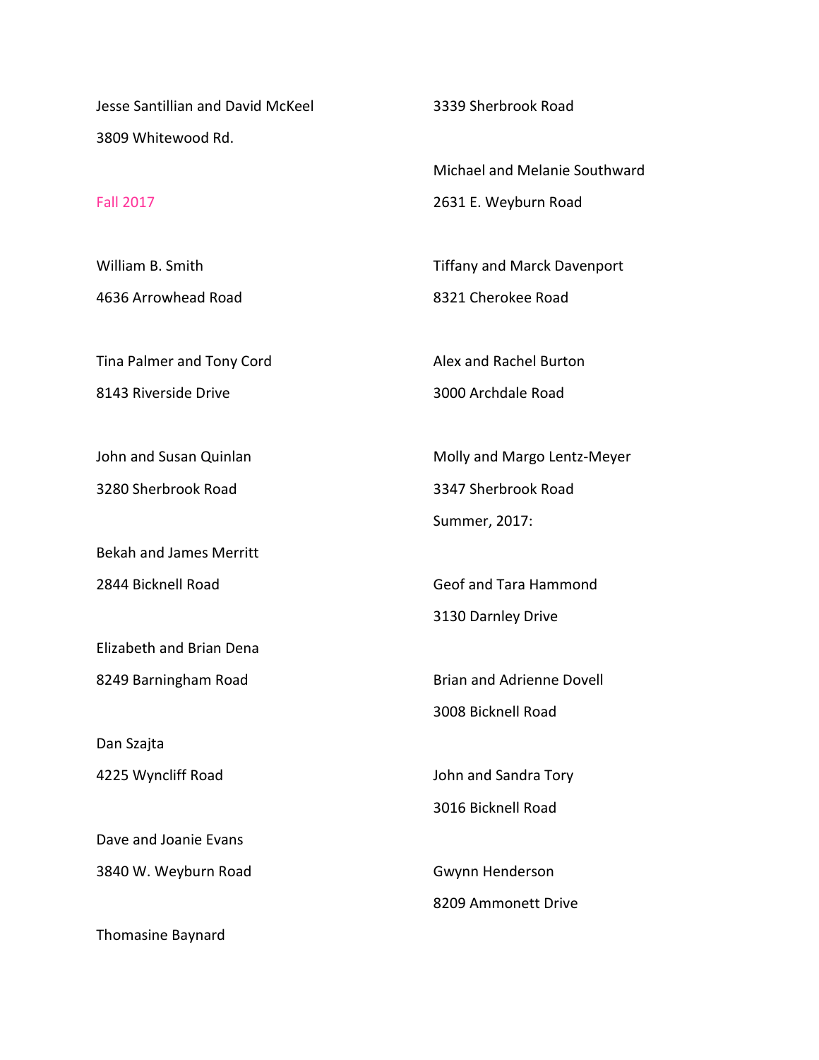Jesse Santillian and David McKeel

3809 Whitewood Rd.

Fall 2017

William B. Smith

4636 Arrowhead Road

Tina Palmer and Tony Cord

8143 Riverside Drive

John and Susan Quinlan

3280 Sherbrook Road

Bekah and James Merritt

2844 Bicknell Road

Elizabeth and Brian Dena

8249 Barningham Road

Dan Szajta

4225 Wyncliff Road

Dave and Joanie Evans

3840 W. Weyburn Road

Thomasine Baynard

3339 Sherbrook Road

Michael and Melanie Southward

2631 E. Weyburn Road

Tiffany and Marck Davenport

8321 Cherokee Road

Alex and Rachel Burton

3000 Archdale Road

Molly and Margo Lentz-Meyer

3347 Sherbrook Road

Summer, 2017:

Geof and Tara Hammond

3130 Darnley Drive

Brian and Adrienne Dovell

3008 Bicknell Road

John and Sandra Tory

3016 Bicknell Road

Gwynn Henderson

8209 Ammonett Drive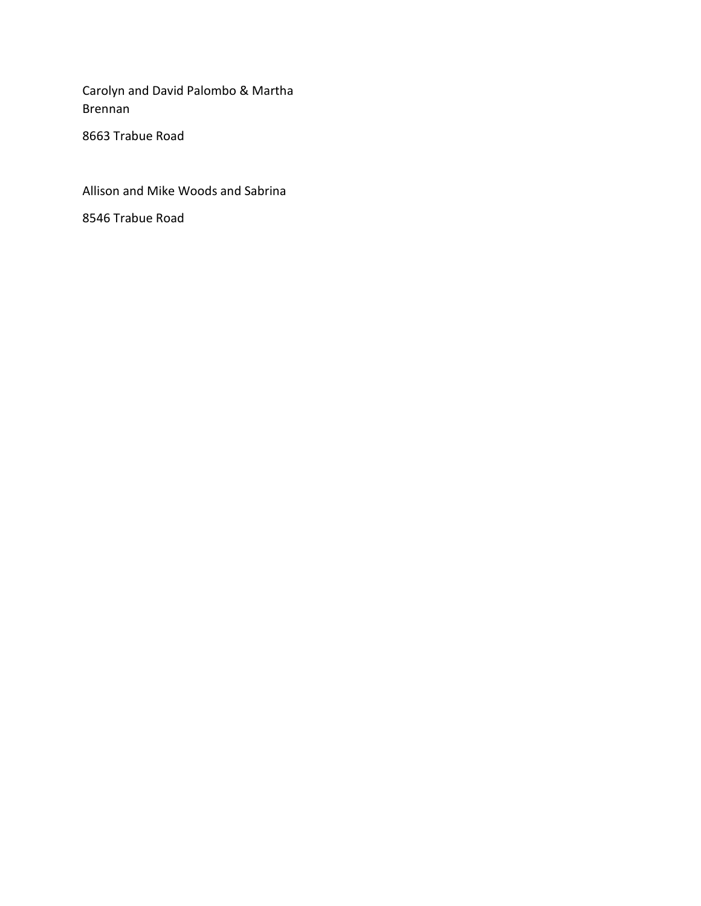Carolyn and David Palombo & Martha Brennan

8663 Trabue Road

Allison and Mike Woods and Sabrina

8546 Trabue Road